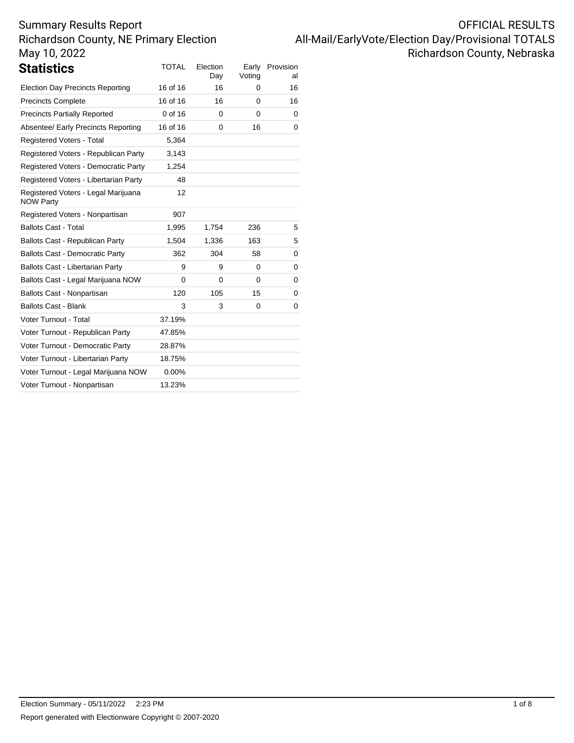Summary Results Report
Richardson County, NE Primary Election
May 10, 2022

OFFICIAL RESULTS
All-Mail/EarlyVote/Election Day/Provisional TOTALS
Richardson County, Nebraska

## Statistics

| | TOTAL | Election Day | Early Voting | Provisional |
|---|---|---|---|---|
| Election Day Precincts Reporting | 16 of 16 | 16 | 0 | 16 |
| Precincts Complete | 16 of 16 | 16 | 0 | 16 |
| Precincts Partially Reported | 0 of 16 | 0 | 0 | 0 |
| Absentee/ Early Precincts Reporting | 16 of 16 | 0 | 16 | 0 |
| Registered Voters - Total | 5,364 | | | |
| Registered Voters - Republican Party | 3,143 | | | |
| Registered Voters - Democratic Party | 1,254 | | | |
| Registered Voters - Libertarian Party | 48 | | | |
| Registered Voters - Legal Marijuana NOW Party | 12 | | | |
| Registered Voters - Nonpartisan | 907 | | | |
| Ballots Cast - Total | 1,995 | 1,754 | 236 | 5 |
| Ballots Cast - Republican Party | 1,504 | 1,336 | 163 | 5 |
| Ballots Cast - Democratic Party | 362 | 304 | 58 | 0 |
| Ballots Cast - Libertarian Party | 9 | 9 | 0 | 0 |
| Ballots Cast - Legal Marijuana NOW | 0 | 0 | 0 | 0 |
| Ballots Cast - Nonpartisan | 120 | 105 | 15 | 0 |
| Ballots Cast - Blank | 3 | 3 | 0 | 0 |
| Voter Turnout - Total | 37.19% | | | |
| Voter Turnout - Republican Party | 47.85% | | | |
| Voter Turnout - Democratic Party | 28.87% | | | |
| Voter Turnout - Libertarian Party | 18.75% | | | |
| Voter Turnout - Legal Marijuana NOW | 0.00% | | | |
| Voter Turnout - Nonpartisan | 13.23% | | | |

Election Summary - 05/11/2022 2:23 PM

Report generated with Electionware Copyright © 2007-2020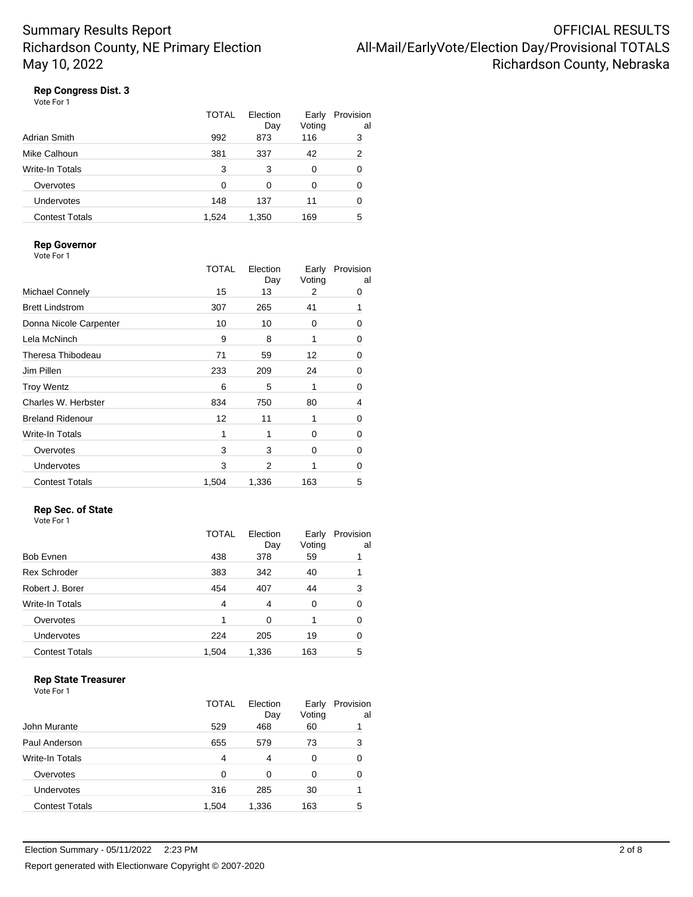# Summary Results Report
# Richardson County, NE Primary Election
# May 10, 2022

**OFFICIAL RESULTS**
**All-Mail/EarlyVote/Election Day/Provisional TOTALS**
**Richardson County, Nebraska**

### Rep Congress Dist. 3

Vote For 1

| | TOTAL | Election Day | Early Voting | Provisional |
|---|---|---|---|---|
| Adrian Smith | 992 | 873 | 116 | 3 |
| Mike Calhoun | 381 | 337 | 42 | 2 |
| Write-In Totals | 3 | 3 | 0 | 0 |
| Overvotes | 0 | 0 | 0 | 0 |
| Undervotes | 148 | 137 | 11 | 0 |
| Contest Totals | 1,524 | 1,350 | 169 | 5 |

### Rep Governor

Vote For 1

| | TOTAL | Election Day | Early Voting | Provisional |
|---|---|---|---|---|
| Michael Connely | 15 | 13 | 2 | 0 |
| Brett Lindstrom | 307 | 265 | 41 | 1 |
| Donna Nicole Carpenter | 10 | 10 | 0 | 0 |
| Lela McNinch | 9 | 8 | 1 | 0 |
| Theresa Thibodeau | 71 | 59 | 12 | 0 |
| Jim Pillen | 233 | 209 | 24 | 0 |
| Troy Wentz | 6 | 5 | 1 | 0 |
| Charles W. Herbster | 834 | 750 | 80 | 4 |
| Breland Ridenour | 12 | 11 | 1 | 0 |
| Write-In Totals | 1 | 1 | 0 | 0 |
| Overvotes | 3 | 3 | 0 | 0 |
| Undervotes | 3 | 2 | 1 | 0 |
| Contest Totals | 1,504 | 1,336 | 163 | 5 |

### Rep Sec. of State

Vote For 1

| | TOTAL | Election Day | Early Voting | Provisional |
|---|---|---|---|---|
| Bob Evnen | 438 | 378 | 59 | 1 |
| Rex Schroder | 383 | 342 | 40 | 1 |
| Robert J. Borer | 454 | 407 | 44 | 3 |
| Write-In Totals | 4 | 4 | 0 | 0 |
| Overvotes | 1 | 0 | 1 | 0 |
| Undervotes | 224 | 205 | 19 | 0 |
| Contest Totals | 1,504 | 1,336 | 163 | 5 |

### Rep State Treasurer

Vote For 1

| | TOTAL | Election Day | Early Voting | Provisional |
|---|---|---|---|---|
| John Murante | 529 | 468 | 60 | 1 |
| Paul Anderson | 655 | 579 | 73 | 3 |
| Write-In Totals | 4 | 4 | 0 | 0 |
| Overvotes | 0 | 0 | 0 | 0 |
| Undervotes | 316 | 285 | 30 | 1 |
| Contest Totals | 1,504 | 1,336 | 163 | 5 |

Election Summary - 05/11/2022 2:23 PM

Report generated with Electionware Copyright © 2007-2020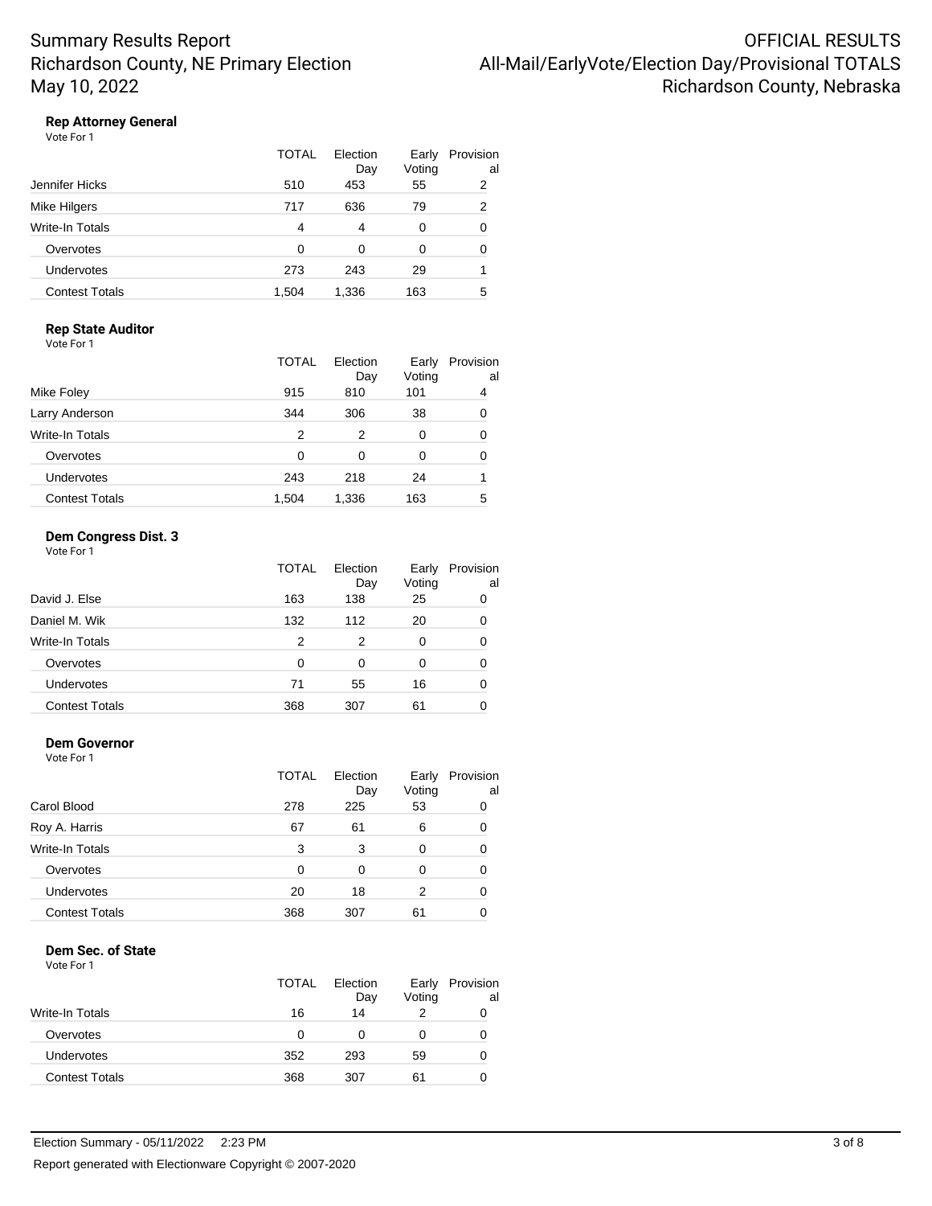# Summary Results Report
# Richardson County, NE Primary Election
# May 10, 2022

**OFFICIAL RESULTS**
**All-Mail/EarlyVote/Election Day/Provisional TOTALS**
**Richardson County, Nebraska**

### Rep Attorney General

Vote For 1

| | TOTAL | Election Day | Early Voting | Provisional |
|---|---|---|---|---|
| Jennifer Hicks | 510 | 453 | 55 | 2 |
| Mike Hilgers | 717 | 636 | 79 | 2 |
| Write-In Totals | 4 | 4 | 0 | 0 |
| Overvotes | 0 | 0 | 0 | 0 |
| Undervotes | 273 | 243 | 29 | 1 |
| Contest Totals | 1,504 | 1,336 | 163 | 5 |

### Rep State Auditor

Vote For 1

| | TOTAL | Election Day | Early Voting | Provisional |
|---|---|---|---|---|
| Mike Foley | 915 | 810 | 101 | 4 |
| Larry Anderson | 344 | 306 | 38 | 0 |
| Write-In Totals | 2 | 2 | 0 | 0 |
| Overvotes | 0 | 0 | 0 | 0 |
| Undervotes | 243 | 218 | 24 | 1 |
| Contest Totals | 1,504 | 1,336 | 163 | 5 |

### Dem Congress Dist. 3

Vote For 1

| | TOTAL | Election Day | Early Voting | Provisional |
|---|---|---|---|---|
| David J. Else | 163 | 138 | 25 | 0 |
| Daniel M. Wik | 132 | 112 | 20 | 0 |
| Write-In Totals | 2 | 2 | 0 | 0 |
| Overvotes | 0 | 0 | 0 | 0 |
| Undervotes | 71 | 55 | 16 | 0 |
| Contest Totals | 368 | 307 | 61 | 0 |

### Dem Governor

Vote For 1

| | TOTAL | Election Day | Early Voting | Provisional |
|---|---|---|---|---|
| Carol Blood | 278 | 225 | 53 | 0 |
| Roy A. Harris | 67 | 61 | 6 | 0 |
| Write-In Totals | 3 | 3 | 0 | 0 |
| Overvotes | 0 | 0 | 0 | 0 |
| Undervotes | 20 | 18 | 2 | 0 |
| Contest Totals | 368 | 307 | 61 | 0 |

### Dem Sec. of State

Vote For 1

| | TOTAL | Election Day | Early Voting | Provisional |
|---|---|---|---|---|
| Write-In Totals | 16 | 14 | 2 | 0 |
| Overvotes | 0 | 0 | 0 | 0 |
| Undervotes | 352 | 293 | 59 | 0 |
| Contest Totals | 368 | 307 | 61 | 0 |

Election Summary - 05/11/2022 2:23 PM

Report generated with Electionware Copyright © 2007-2020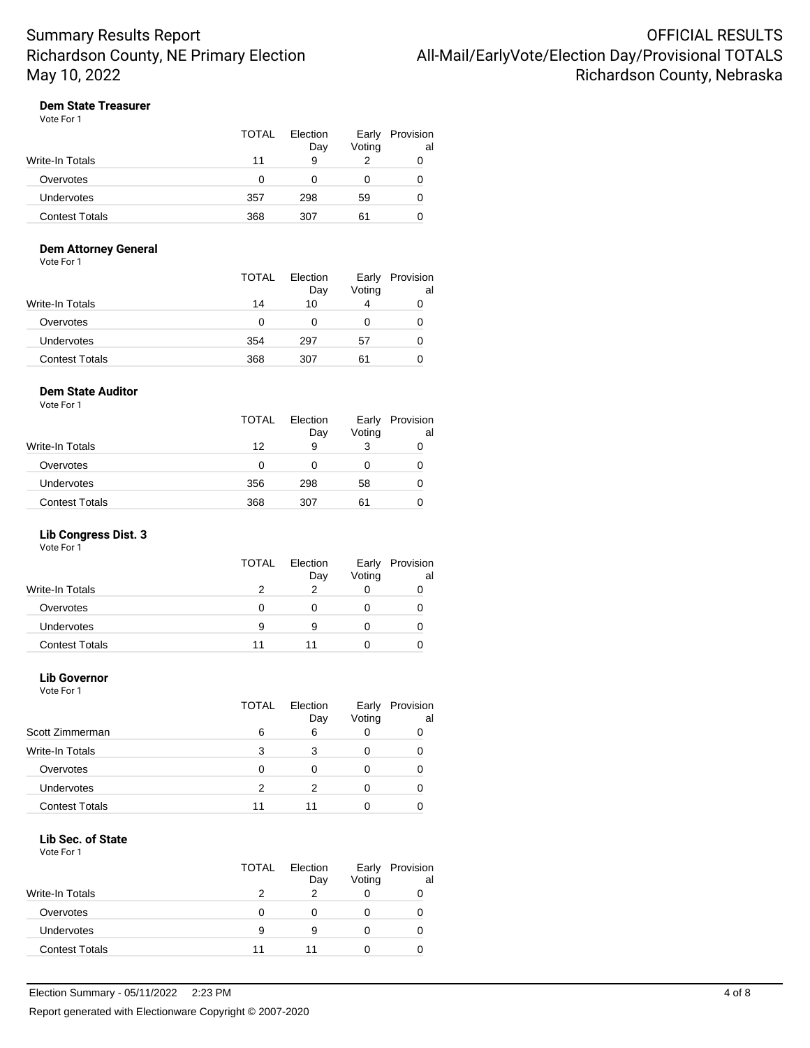# Summary Results Report
## Richardson County, NE Primary Election
## May 10, 2022

**OFFICIAL RESULTS**
**All-Mail/EarlyVote/Election Day/Provisional TOTALS**
**Richardson County, Nebraska**

### Dem State Treasurer

Vote For 1

| | TOTAL | Election Day | Early Voting | Provisional |
|---|---|---|---|---|
| Write-In Totals | 11 | 9 | 2 | 0 |
| Overvotes | 0 | 0 | 0 | 0 |
| Undervotes | 357 | 298 | 59 | 0 |
| Contest Totals | 368 | 307 | 61 | 0 |

### Dem Attorney General

Vote For 1

| | TOTAL | Election Day | Early Voting | Provisional |
|---|---|---|---|---|
| Write-In Totals | 14 | 10 | 4 | 0 |
| Overvotes | 0 | 0 | 0 | 0 |
| Undervotes | 354 | 297 | 57 | 0 |
| Contest Totals | 368 | 307 | 61 | 0 |

### Dem State Auditor

Vote For 1

| | TOTAL | Election Day | Early Voting | Provisional |
|---|---|---|---|---|
| Write-In Totals | 12 | 9 | 3 | 0 |
| Overvotes | 0 | 0 | 0 | 0 |
| Undervotes | 356 | 298 | 58 | 0 |
| Contest Totals | 368 | 307 | 61 | 0 |

### Lib Congress Dist. 3

Vote For 1

| | TOTAL | Election Day | Early Voting | Provisional |
|---|---|---|---|---|
| Write-In Totals | 2 | 2 | 0 | 0 |
| Overvotes | 0 | 0 | 0 | 0 |
| Undervotes | 9 | 9 | 0 | 0 |
| Contest Totals | 11 | 11 | 0 | 0 |

### Lib Governor

Vote For 1

| | TOTAL | Election Day | Early Voting | Provisional |
|---|---|---|---|---|
| Scott Zimmerman | 6 | 6 | 0 | 0 |
| Write-In Totals | 3 | 3 | 0 | 0 |
| Overvotes | 0 | 0 | 0 | 0 |
| Undervotes | 2 | 2 | 0 | 0 |
| Contest Totals | 11 | 11 | 0 | 0 |

### Lib Sec. of State

Vote For 1

| | TOTAL | Election Day | Early Voting | Provisional |
|---|---|---|---|---|
| Write-In Totals | 2 | 2 | 0 | 0 |
| Overvotes | 0 | 0 | 0 | 0 |
| Undervotes | 9 | 9 | 0 | 0 |
| Contest Totals | 11 | 11 | 0 | 0 |

Election Summary - 05/11/2022 2:23 PM

Report generated with Electionware Copyright © 2007-2020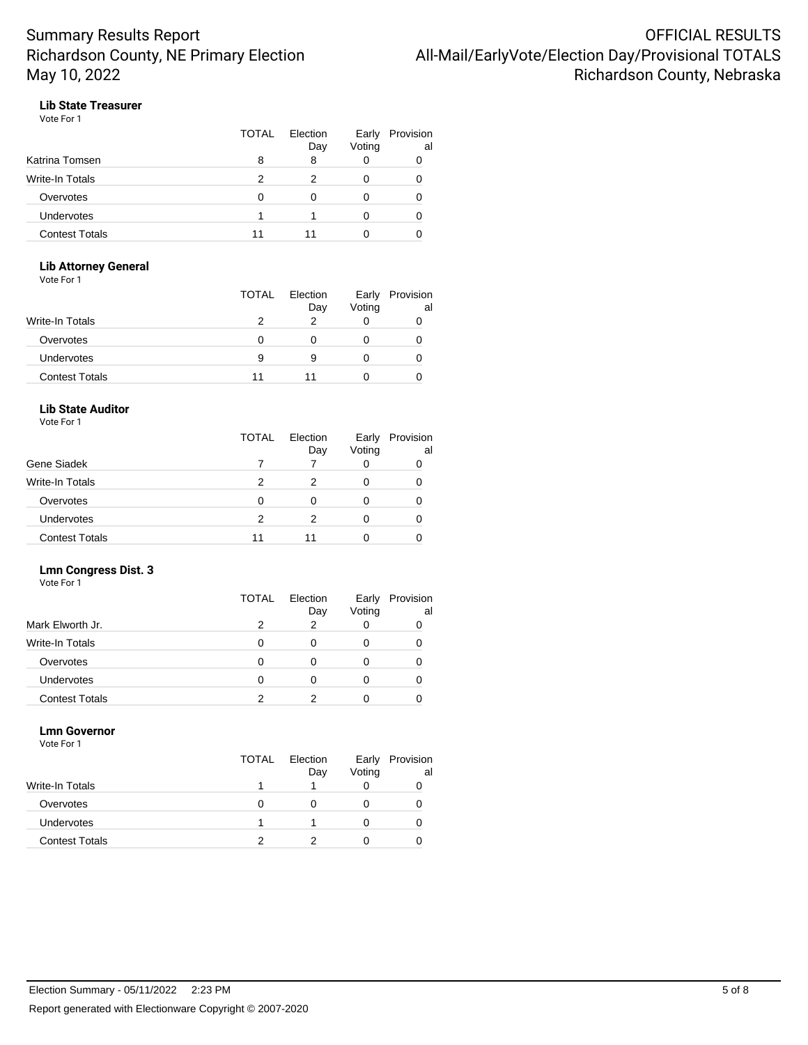# Summary Results Report
## Richardson County, NE Primary Election
## May 10, 2022

# OFFICIAL RESULTS
## All-Mail/EarlyVote/Election Day/Provisional TOTALS
## Richardson County, Nebraska

### Lib State Treasurer

Vote For 1

| | TOTAL | Election Day | Early Voting | Provisional |
|---|---|---|---|---|
| Katrina Tomsen | 8 | 8 | 0 | 0 |
| Write-In Totals | 2 | 2 | 0 | 0 |
| Overvotes | 0 | 0 | 0 | 0 |
| Undervotes | 1 | 1 | 0 | 0 |
| Contest Totals | 11 | 11 | 0 | 0 |

### Lib Attorney General

Vote For 1

| | TOTAL | Election Day | Early Voting | Provisional |
|---|---|---|---|---|
| Write-In Totals | 2 | 2 | 0 | 0 |
| Overvotes | 0 | 0 | 0 | 0 |
| Undervotes | 9 | 9 | 0 | 0 |
| Contest Totals | 11 | 11 | 0 | 0 |

### Lib State Auditor

Vote For 1

| | TOTAL | Election Day | Early Voting | Provisional |
|---|---|---|---|---|
| Gene Siadek | 7 | 7 | 0 | 0 |
| Write-In Totals | 2 | 2 | 0 | 0 |
| Overvotes | 0 | 0 | 0 | 0 |
| Undervotes | 2 | 2 | 0 | 0 |
| Contest Totals | 11 | 11 | 0 | 0 |

### Lmn Congress Dist. 3

Vote For 1

| | TOTAL | Election Day | Early Voting | Provisional |
|---|---|---|---|---|
| Mark Elworth Jr. | 2 | 2 | 0 | 0 |
| Write-In Totals | 0 | 0 | 0 | 0 |
| Overvotes | 0 | 0 | 0 | 0 |
| Undervotes | 0 | 0 | 0 | 0 |
| Contest Totals | 2 | 2 | 0 | 0 |

### Lmn Governor

Vote For 1

| | TOTAL | Election Day | Early Voting | Provisional |
|---|---|---|---|---|
| Write-In Totals | 1 | 1 | 0 | 0 |
| Overvotes | 0 | 0 | 0 | 0 |
| Undervotes | 1 | 1 | 0 | 0 |
| Contest Totals | 2 | 2 | 0 | 0 |

Election Summary - 05/11/2022 2:23 PM

Report generated with Electionware Copyright © 2007-2020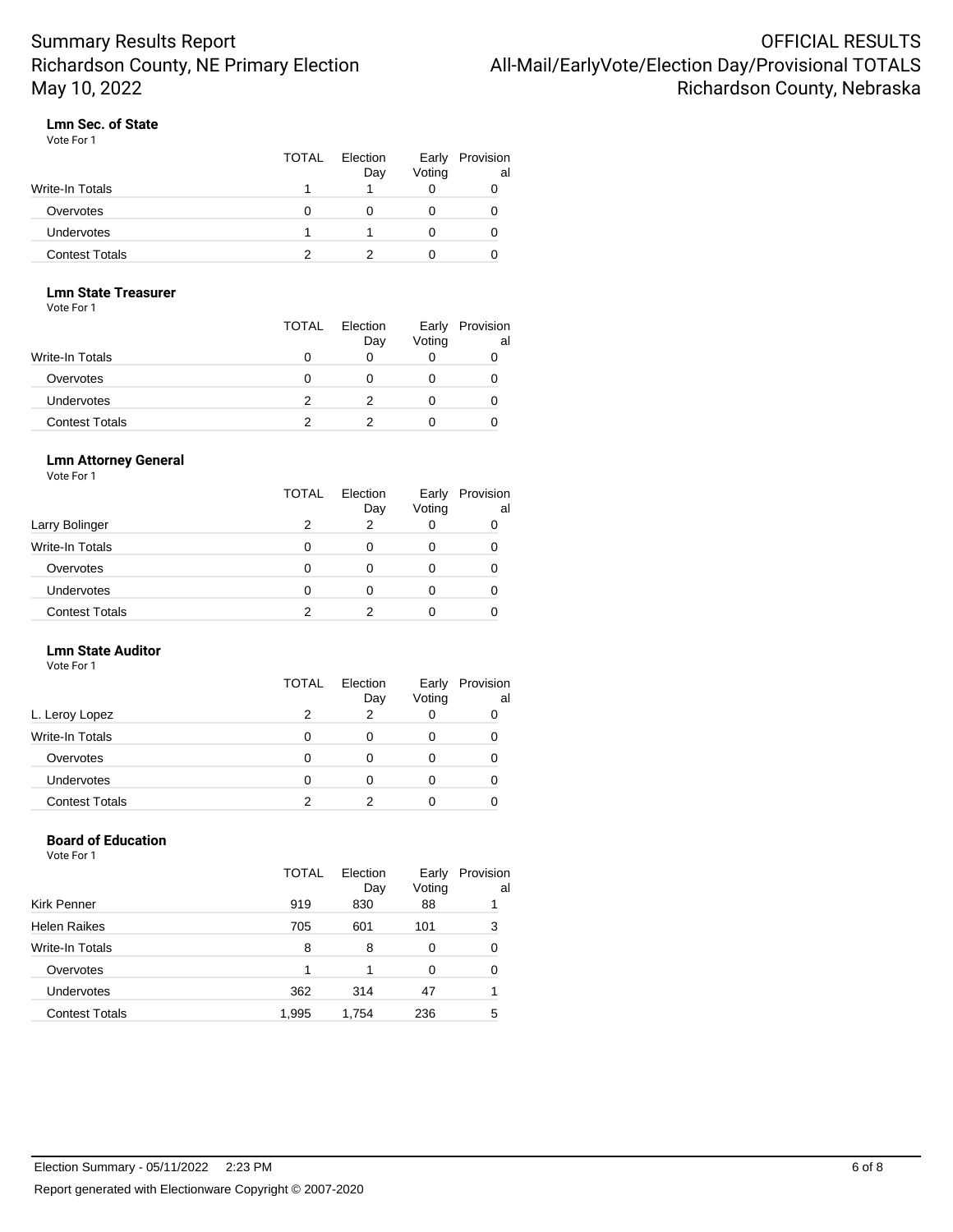# Summary Results Report
# Richardson County, NE Primary Election
# May 10, 2022

OFFICIAL RESULTS
All-Mail/EarlyVote/Election Day/Provisional TOTALS
Richardson County, Nebraska

### Lmn Sec. of State

Vote For 1

| | TOTAL | Election Day | Early Voting | Provisional |
|---|---|---|---|---|
| Write-In Totals | 1 | 1 | 0 | 0 |
| Overvotes | 0 | 0 | 0 | 0 |
| Undervotes | 1 | 1 | 0 | 0 |
| Contest Totals | 2 | 2 | 0 | 0 |

### Lmn State Treasurer

Vote For 1

| | TOTAL | Election Day | Early Voting | Provisional |
|---|---|---|---|---|
| Write-In Totals | 0 | 0 | 0 | 0 |
| Overvotes | 0 | 0 | 0 | 0 |
| Undervotes | 2 | 2 | 0 | 0 |
| Contest Totals | 2 | 2 | 0 | 0 |

### Lmn Attorney General

Vote For 1

| | TOTAL | Election Day | Early Voting | Provisional |
|---|---|---|---|---|
| Larry Bolinger | 2 | 2 | 0 | 0 |
| Write-In Totals | 0 | 0 | 0 | 0 |
| Overvotes | 0 | 0 | 0 | 0 |
| Undervotes | 0 | 0 | 0 | 0 |
| Contest Totals | 2 | 2 | 0 | 0 |

### Lmn State Auditor

Vote For 1

| | TOTAL | Election Day | Early Voting | Provisional |
|---|---|---|---|---|
| L. Leroy Lopez | 2 | 2 | 0 | 0 |
| Write-In Totals | 0 | 0 | 0 | 0 |
| Overvotes | 0 | 0 | 0 | 0 |
| Undervotes | 0 | 0 | 0 | 0 |
| Contest Totals | 2 | 2 | 0 | 0 |

### Board of Education

Vote For 1

| | TOTAL | Election Day | Early Voting | Provisional |
|---|---|---|---|---|
| Kirk Penner | 919 | 830 | 88 | 1 |
| Helen Raikes | 705 | 601 | 101 | 3 |
| Write-In Totals | 8 | 8 | 0 | 0 |
| Overvotes | 1 | 1 | 0 | 0 |
| Undervotes | 362 | 314 | 47 | 1 |
| Contest Totals | 1,995 | 1,754 | 236 | 5 |

Election Summary - 05/11/2022 2:23 PM

Report generated with Electionware Copyright © 2007-2020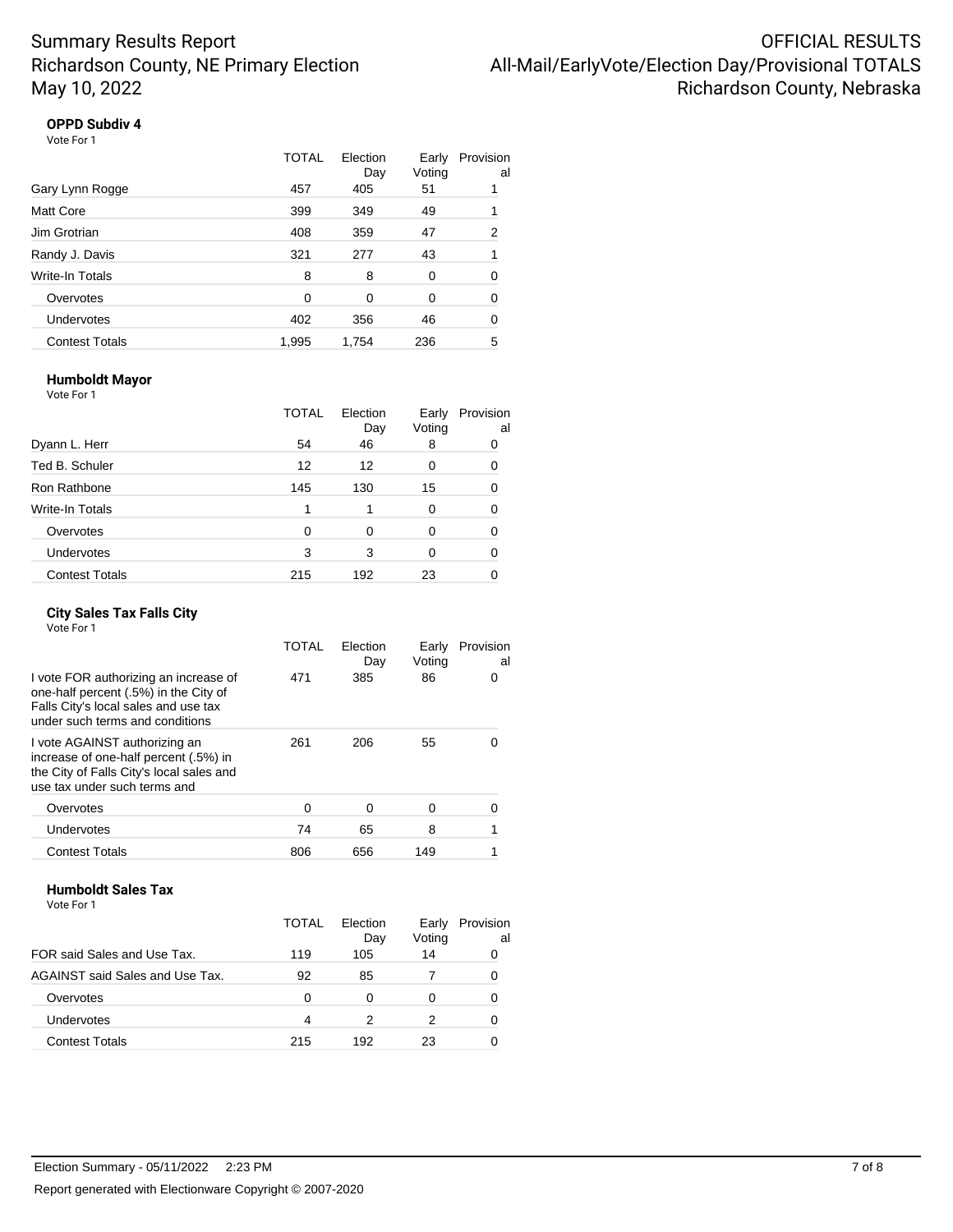# Summary Results Report
# Richardson County, NE Primary Election
# May 10, 2022

OFFICIAL RESULTS
All-Mail/EarlyVote/Election Day/Provisional TOTALS
Richardson County, Nebraska

### OPPD Subdiv 4

Vote For 1

| | TOTAL | Election Day | Early Voting | Provisional |
|---|---|---|---|---|
| Gary Lynn Rogge | 457 | 405 | 51 | 1 |
| Matt Core | 399 | 349 | 49 | 1 |
| Jim Grotrian | 408 | 359 | 47 | 2 |
| Randy J. Davis | 321 | 277 | 43 | 1 |
| Write-In Totals | 8 | 8 | 0 | 0 |
| Overvotes | 0 | 0 | 0 | 0 |
| Undervotes | 402 | 356 | 46 | 0 |
| Contest Totals | 1,995 | 1,754 | 236 | 5 |

### Humboldt Mayor

Vote For 1

| | TOTAL | Election Day | Early Voting | Provisional |
|---|---|---|---|---|
| Dyann L. Herr | 54 | 46 | 8 | 0 |
| Ted B. Schuler | 12 | 12 | 0 | 0 |
| Ron Rathbone | 145 | 130 | 15 | 0 |
| Write-In Totals | 1 | 1 | 0 | 0 |
| Overvotes | 0 | 0 | 0 | 0 |
| Undervotes | 3 | 3 | 0 | 0 |
| Contest Totals | 215 | 192 | 23 | 0 |

### City Sales Tax Falls City

Vote For 1

| | TOTAL | Election Day | Early Voting | Provisional |
|---|---|---|---|---|
| I vote FOR authorizing an increase of one-half percent (.5%) in the City of Falls City's local sales and use tax under such terms and conditions | 471 | 385 | 86 | 0 |
| I vote AGAINST authorizing an increase of one-half percent (.5%) in the City of Falls City's local sales and use tax under such terms and | 261 | 206 | 55 | 0 |
| Overvotes | 0 | 0 | 0 | 0 |
| Undervotes | 74 | 65 | 8 | 1 |
| Contest Totals | 806 | 656 | 149 | 1 |

### Humboldt Sales Tax

Vote For 1

| | TOTAL | Election Day | Early Voting | Provisional |
|---|---|---|---|---|
| FOR said Sales and Use Tax. | 119 | 105 | 14 | 0 |
| AGAINST said Sales and Use Tax. | 92 | 85 | 7 | 0 |
| Overvotes | 0 | 0 | 0 | 0 |
| Undervotes | 4 | 2 | 2 | 0 |
| Contest Totals | 215 | 192 | 23 | 0 |

Election Summary - 05/11/2022 2:23 PM

Report generated with Electionware Copyright © 2007-2020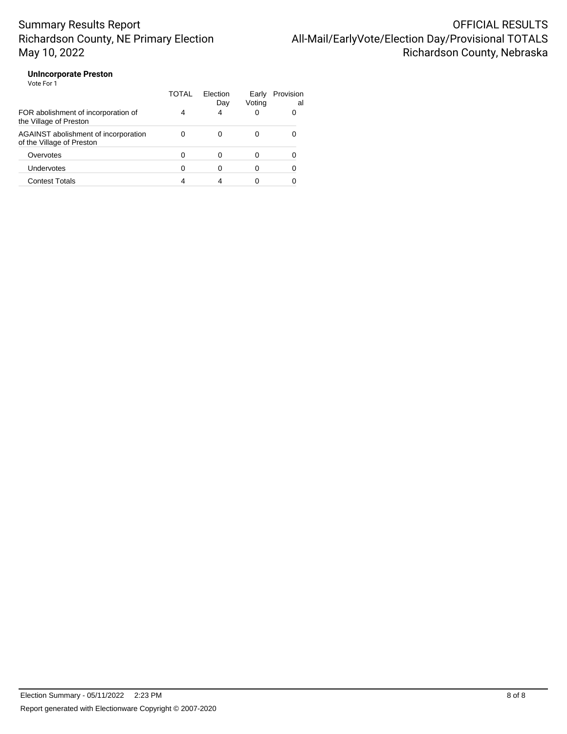Summary Results Report
Richardson County, NE Primary Election
May 10, 2022

OFFICIAL RESULTS
All-Mail/EarlyVote/Election Day/Provisional TOTALS
Richardson County, Nebraska

**UnIncorporate Preston**

Vote For 1

| | TOTAL | Election Day | Early Voting | Provisional |
|---|---|---|---|---|
| FOR abolishment of incorporation of the Village of Preston | 4 | 4 | 0 | 0 |
| AGAINST abolishment of incorporation of the Village of Preston | 0 | 0 | 0 | 0 |
| Overvotes | 0 | 0 | 0 | 0 |
| Undervotes | 0 | 0 | 0 | 0 |
| Contest Totals | 4 | 4 | 0 | 0 |

Election Summary - 05/11/2022 2:23 PM

Report generated with Electionware Copyright © 2007-2020